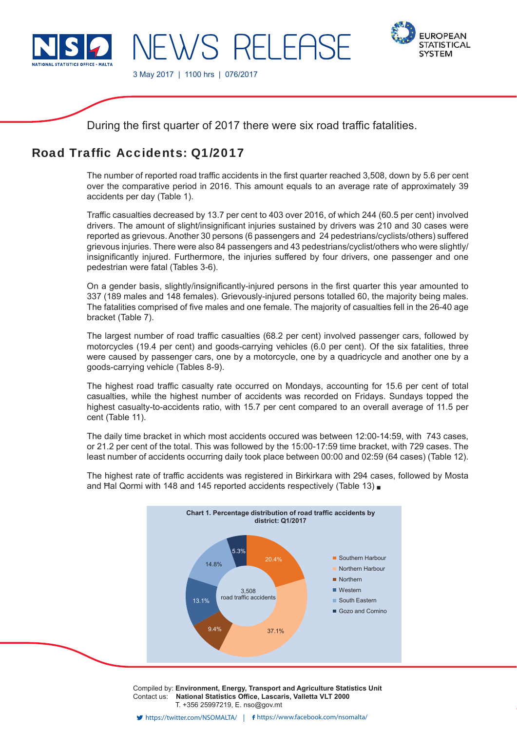NEWS RELEASE

3 May 2017 | 1100 hrs | 076/2017

During the first quarter of 2017 there were six road traffic fatalities.

# Road Traffic Accidents: Q1/2017

The number of reported road traffic accidents in the first quarter reached 3,508, down by 5.6 per cent over the comparative period in 2016. This amount equals to an average rate of approximately 39 accidents per day (Table 1).

Traffic casualties decreased by 13.7 per cent to 403 over 2016, of which 244 (60.5 per cent) involved drivers. The amount of slight/insignificant injuries sustained by drivers was 210 and 30 cases were reported as grievous. Another 30 persons (6 passengers and 24 pedestrians/cyclists/others) suffered grievous injuries. There were also 84 passengers and 43 pedestrians/cyclist/others who were slightly/insignificantly injured. Furthermore, the injuries suffered by four drivers, one passenger and one pedestrian were fatal (Tables 3-6).

On a gender basis, slightly/insignificantly-injured persons in the first quarter this year amounted to 337 (189 males and 148 females). Grievously-injured persons totalled 60, the majority being males. The fatalities comprised of five males and one female. The majority of casualties fell in the 26-40 age bracket (Table 7).

The largest number of road traffic casualties (68.2 per cent) involved passenger cars, followed by motorcycles (19.4 per cent) and goods-carrying vehicles (6.0 per cent). Of the six fatalities, three were caused by passenger cars, one by a motorcycle, one by a quadricycle and another one by a goods-carrying vehicle (Tables 8-9).

The highest road traffic casualty rate occurred on Mondays, accounting for 15.6 per cent of total casualties, while the highest number of accidents was recorded on Fridays. Sundays topped the highest casualty-to-accidents ratio, with 15.7 per cent compared to an overall average of 11.5 per cent (Table 11).

The daily time bracket in which most accidents occured was between 12:00-14:59, with 743 cases, or 21.2 per cent of the total. This was followed by the 15:00-17:59 time bracket, with 729 cases. The least number of accidents occurring daily took place between 00:00 and 02:59 (64 cases) (Table 12).

The highest rate of traffic accidents was registered in Birkirkara with 294 cases, followed by Mosta and Ħal Qormi with 148 and 145 reported accidents respectively (Table 13) ■

**Chart 1. Percentage distribution of road traffic accidents by district: Q1/2017**

3,508 road traffic accidents

| District | % |
|---|---|
| Southern Harbour | 20.4% |
| Northern Harbour | 37.1% |
| Northern | 9.4% |
| Western | 13.1% |
| South Eastern | 14.8% |
| Gozo and Comino | 5.3% |

Compiled by: **Environment, Energy, Transport and Agriculture Statistics Unit**
Contact us: **National Statistics Office, Lascaris, Valletta VLT 2000**
T. +356 25997219, E. nso@gov.mt

https://twitter.com/NSOMALTA/ | https://www.facebook.com/nsomalta/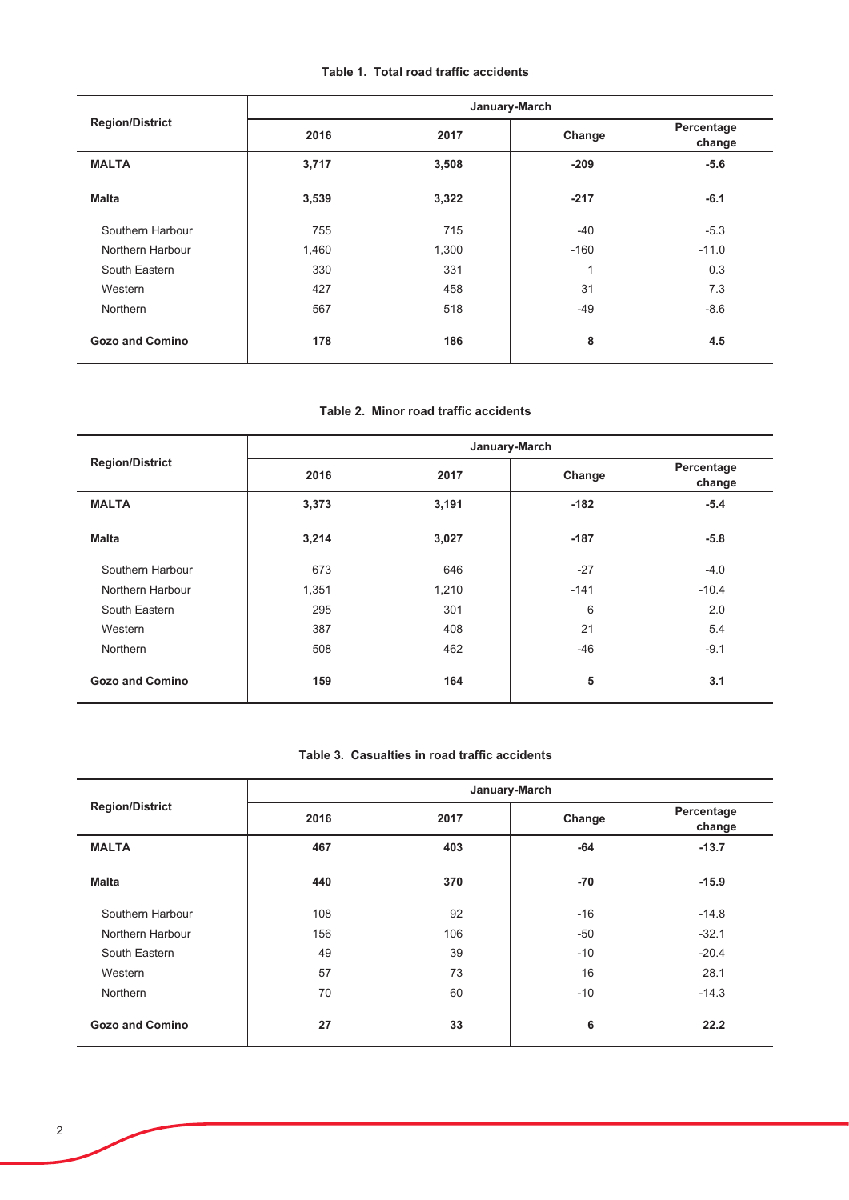**Table 1. Total road traffic accidents**

| Region/District | January-March | | | |
|---|---|---|---|---|
| | 2016 | 2017 | Change | Percentage change |
| **MALTA** | **3,717** | **3,508** | **-209** | **-5.6** |
| **Malta** | **3,539** | **3,322** | **-217** | **-6.1** |
| Southern Harbour | 755 | 715 | -40 | -5.3 |
| Northern Harbour | 1,460 | 1,300 | -160 | -11.0 |
| South Eastern | 330 | 331 | 1 | 0.3 |
| Western | 427 | 458 | 31 | 7.3 |
| Northern | 567 | 518 | -49 | -8.6 |
| **Gozo and Comino** | **178** | **186** | **8** | **4.5** |

**Table 2. Minor road traffic accidents**

| Region/District | January-March | | | |
|---|---|---|---|---|
| | 2016 | 2017 | Change | Percentage change |
| **MALTA** | **3,373** | **3,191** | **-182** | **-5.4** |
| **Malta** | **3,214** | **3,027** | **-187** | **-5.8** |
| Southern Harbour | 673 | 646 | -27 | -4.0 |
| Northern Harbour | 1,351 | 1,210 | -141 | -10.4 |
| South Eastern | 295 | 301 | 6 | 2.0 |
| Western | 387 | 408 | 21 | 5.4 |
| Northern | 508 | 462 | -46 | -9.1 |
| **Gozo and Comino** | **159** | **164** | **5** | **3.1** |

**Table 3. Casualties in road traffic accidents**

| Region/District | January-March | | | |
|---|---|---|---|---|
| | 2016 | 2017 | Change | Percentage change |
| **MALTA** | **467** | **403** | **-64** | **-13.7** |
| **Malta** | **440** | **370** | **-70** | **-15.9** |
| Southern Harbour | 108 | 92 | -16 | -14.8 |
| Northern Harbour | 156 | 106 | -50 | -32.1 |
| South Eastern | 49 | 39 | -10 | -20.4 |
| Western | 57 | 73 | 16 | 28.1 |
| Northern | 70 | 60 | -10 | -14.3 |
| **Gozo and Comino** | **27** | **33** | **6** | **22.2** |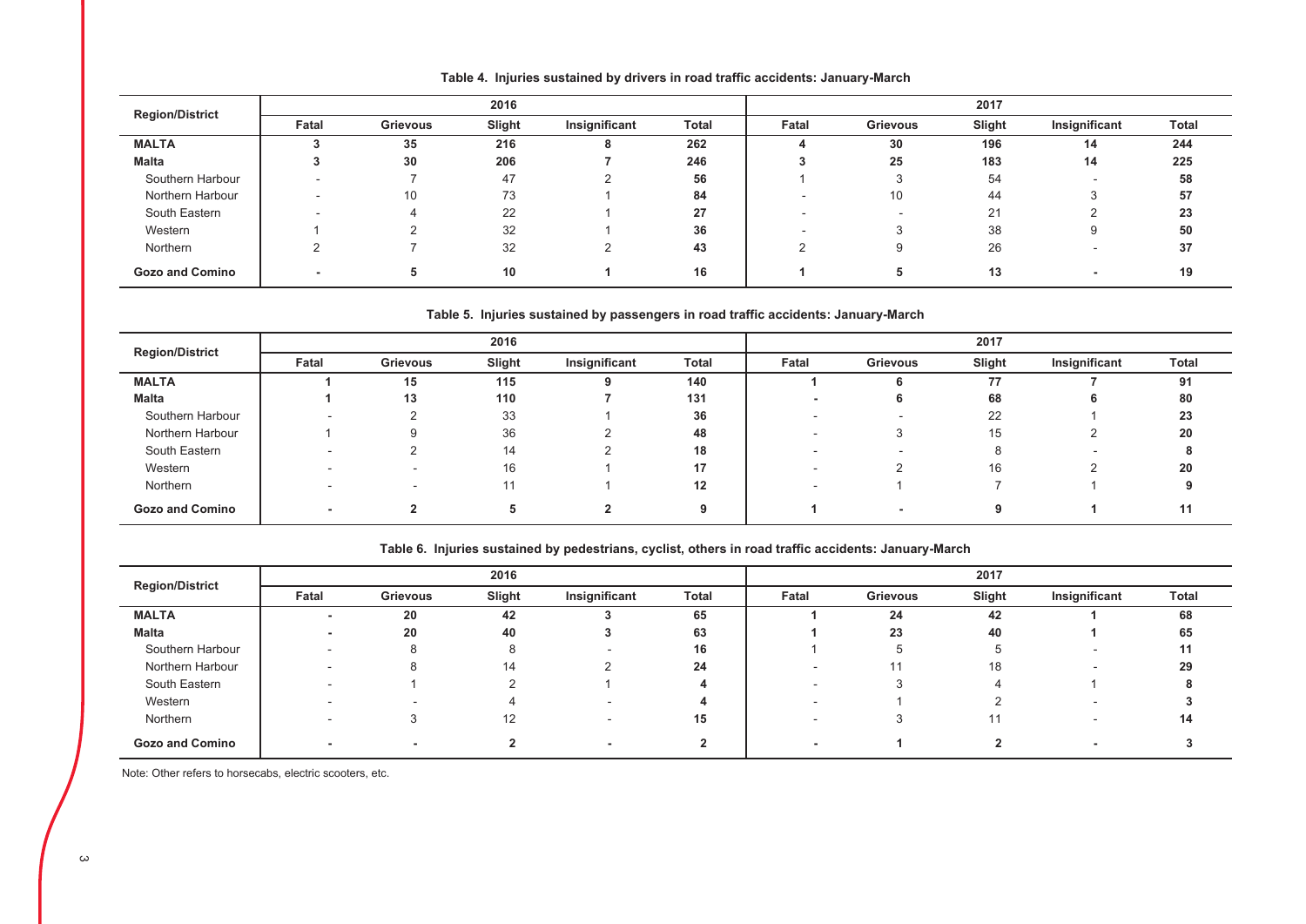**Table 4. Injuries sustained by drivers in road traffic accidents: January-March**

| Region/District | 2016 | | | | | 2017 | | | | |
|---|---|---|---|---|---|---|---|---|---|---|
| | Fatal | Grievous | Slight | Insignificant | Total | Fatal | Grievous | Slight | Insignificant | Total |
| **MALTA** | **3** | **35** | **216** | **8** | **262** | **4** | **30** | **196** | **14** | **244** |
| **Malta** | **3** | **30** | **206** | **7** | **246** | **3** | **25** | **183** | **14** | **225** |
| Southern Harbour | - | 7 | 47 | 2 | **56** | 1 | 3 | 54 | - | **58** |
| Northern Harbour | - | 10 | 73 | 1 | **84** | - | 10 | 44 | 3 | **57** |
| South Eastern | - | 4 | 22 | 1 | **27** | - | - | 21 | 2 | **23** |
| Western | 1 | 2 | 32 | 1 | **36** | - | 3 | 38 | 9 | **50** |
| Northern | 2 | 7 | 32 | 2 | **43** | 2 | 9 | 26 | - | **37** |
| **Gozo and Comino** | **-** | **5** | **10** | **1** | **16** | **1** | **5** | **13** | **-** | **19** |

**Table 5. Injuries sustained by passengers in road traffic accidents: January-March**

| Region/District | 2016 | | | | | 2017 | | | | |
|---|---|---|---|---|---|---|---|---|---|---|
| | Fatal | Grievous | Slight | Insignificant | Total | Fatal | Grievous | Slight | Insignificant | Total |
| **MALTA** | **1** | **15** | **115** | **9** | **140** | **1** | **6** | **77** | **7** | **91** |
| **Malta** | **1** | **13** | **110** | **7** | **131** | **-** | **6** | **68** | **6** | **80** |
| Southern Harbour | - | 2 | 33 | 1 | **36** | - | - | 22 | 1 | **23** |
| Northern Harbour | 1 | 9 | 36 | 2 | **48** | - | 3 | 15 | 2 | **20** |
| South Eastern | - | 2 | 14 | 2 | **18** | - | - | 8 | - | **8** |
| Western | - | - | 16 | 1 | **17** | - | 2 | 16 | 2 | **20** |
| Northern | - | - | 11 | 1 | **12** | - | 1 | 7 | 1 | **9** |
| **Gozo and Comino** | **-** | **2** | **5** | **2** | **9** | **1** | **-** | **9** | **1** | **11** |

**Table 6. Injuries sustained by pedestrians, cyclist, others in road traffic accidents: January-March**

| Region/District | 2016 | | | | | 2017 | | | | |
|---|---|---|---|---|---|---|---|---|---|---|
| | Fatal | Grievous | Slight | Insignificant | Total | Fatal | Grievous | Slight | Insignificant | Total |
| **MALTA** | **-** | **20** | **42** | **3** | **65** | **1** | **24** | **42** | **1** | **68** |
| **Malta** | **-** | **20** | **40** | **3** | **63** | **1** | **23** | **40** | **1** | **65** |
| Southern Harbour | - | 8 | 8 | - | **16** | 1 | 5 | 5 | - | **11** |
| Northern Harbour | - | 8 | 14 | 2 | **24** | - | 11 | 18 | - | **29** |
| South Eastern | - | 1 | 2 | 1 | **4** | - | 3 | 4 | 1 | **8** |
| Western | - | - | 4 | - | **4** | - | 1 | 2 | - | **3** |
| Northern | - | 3 | 12 | - | **15** | - | 3 | 11 | - | **14** |
| **Gozo and Comino** | **-** | **-** | **2** | **-** | **2** | **-** | **1** | **2** | **-** | **3** |

Note: Other refers to horsecabs, electric scooters, etc.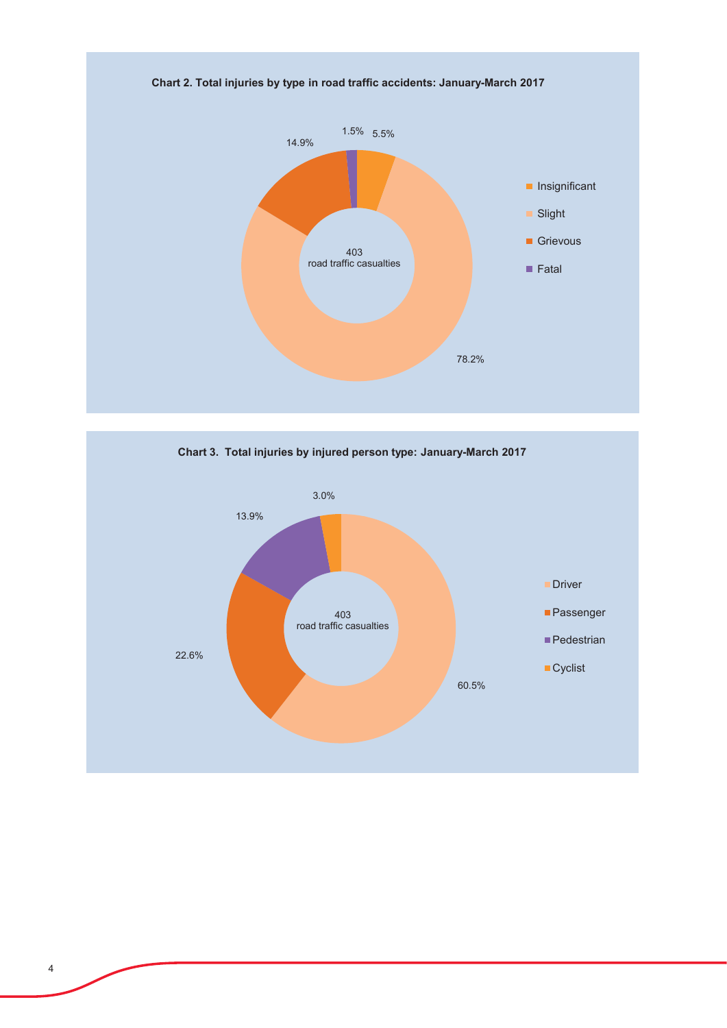**Chart 2. Total injuries by type in road traffic accidents: January-March 2017**

403 road traffic casualties

| Type | Percentage |
|---|---|
| Insignificant | 5.5% |
| Slight | 78.2% |
| Grievous | 14.9% |
| Fatal | 1.5% |

**Chart 3. Total injuries by injured person type: January-March 2017**

403 road traffic casualties

| Injured person type | Percentage |
|---|---|
| Driver | 60.5% |
| Passenger | 22.6% |
| Pedestrian | 13.9% |
| Cyclist | 3.0% |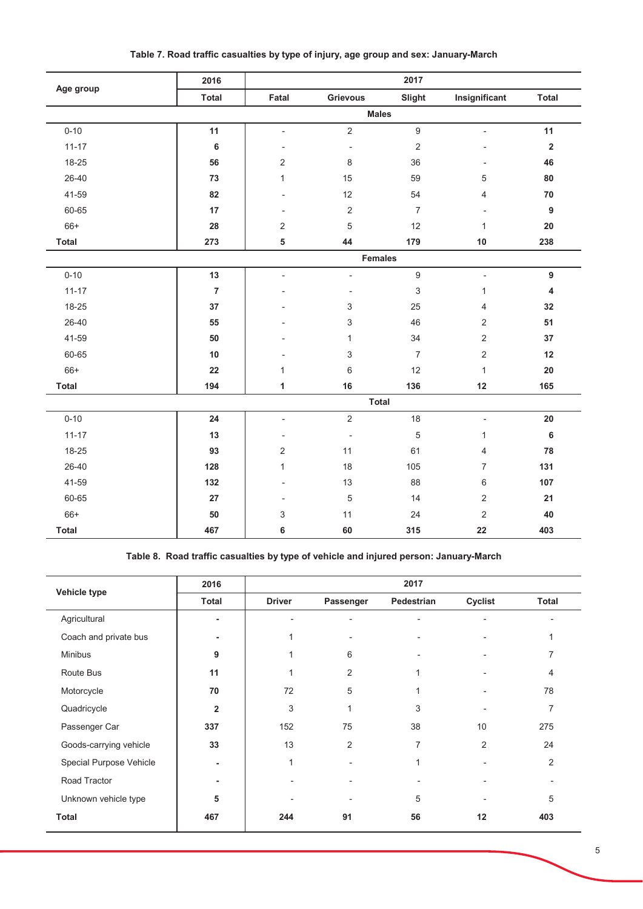**Table 7. Road traffic casualties by type of injury, age group and sex: January-March**

| Age group | 2016 | 2017 | | | | |
|---|---|---|---|---|---|---|
| | Total | Fatal | Grievous | Slight | Insignificant | Total |
| **Males** | | | | | | |
| 0-10 | **11** | - | 2 | 9 | - | **11** |
| 11-17 | **6** | - | - | 2 | - | **2** |
| 18-25 | **56** | 2 | 8 | 36 | - | **46** |
| 26-40 | **73** | 1 | 15 | 59 | 5 | **80** |
| 41-59 | **82** | - | 12 | 54 | 4 | **70** |
| 60-65 | **17** | - | 2 | 7 | - | **9** |
| 66+ | **28** | 2 | 5 | 12 | 1 | **20** |
| **Total** | **273** | **5** | **44** | **179** | **10** | **238** |
| **Females** | | | | | | |
| 0-10 | **13** | - | - | 9 | - | **9** |
| 11-17 | **7** | - | - | 3 | 1 | **4** |
| 18-25 | **37** | - | 3 | 25 | 4 | **32** |
| 26-40 | **55** | - | 3 | 46 | 2 | **51** |
| 41-59 | **50** | - | 1 | 34 | 2 | **37** |
| 60-65 | **10** | - | 3 | 7 | 2 | **12** |
| 66+ | **22** | 1 | 6 | 12 | 1 | **20** |
| **Total** | **194** | **1** | **16** | **136** | **12** | **165** |
| **Total** | | | | | | |
| 0-10 | **24** | - | 2 | 18 | - | **20** |
| 11-17 | **13** | - | - | 5 | 1 | **6** |
| 18-25 | **93** | 2 | 11 | 61 | 4 | **78** |
| 26-40 | **128** | 1 | 18 | 105 | 7 | **131** |
| 41-59 | **132** | - | 13 | 88 | 6 | **107** |
| 60-65 | **27** | - | 5 | 14 | 2 | **21** |
| 66+ | **50** | 3 | 11 | 24 | 2 | **40** |
| **Total** | **467** | **6** | **60** | **315** | **22** | **403** |

**Table 8. Road traffic casualties by type of vehicle and injured person: January-March**

| Vehicle type | 2016 | 2017 | | | | |
|---|---|---|---|---|---|---|
| | Total | Driver | Passenger | Pedestrian | Cyclist | Total |
| Agricultural | **-** | - | - | - | - | - |
| Coach and private bus | **-** | 1 | - | - | - | 1 |
| Minibus | **9** | 1 | 6 | - | - | 7 |
| Route Bus | **11** | 1 | 2 | 1 | - | 4 |
| Motorcycle | **70** | 72 | 5 | 1 | - | 78 |
| Quadricycle | **2** | 3 | 1 | 3 | - | 7 |
| Passenger Car | **337** | 152 | 75 | 38 | 10 | 275 |
| Goods-carrying vehicle | **33** | 13 | 2 | 7 | 2 | 24 |
| Special Purpose Vehicle | **-** | 1 | - | 1 | - | 2 |
| Road Tractor | **-** | - | - | - | - | - |
| Unknown vehicle type | **5** | - | - | 5 | - | 5 |
| **Total** | **467** | **244** | **91** | **56** | **12** | **403** |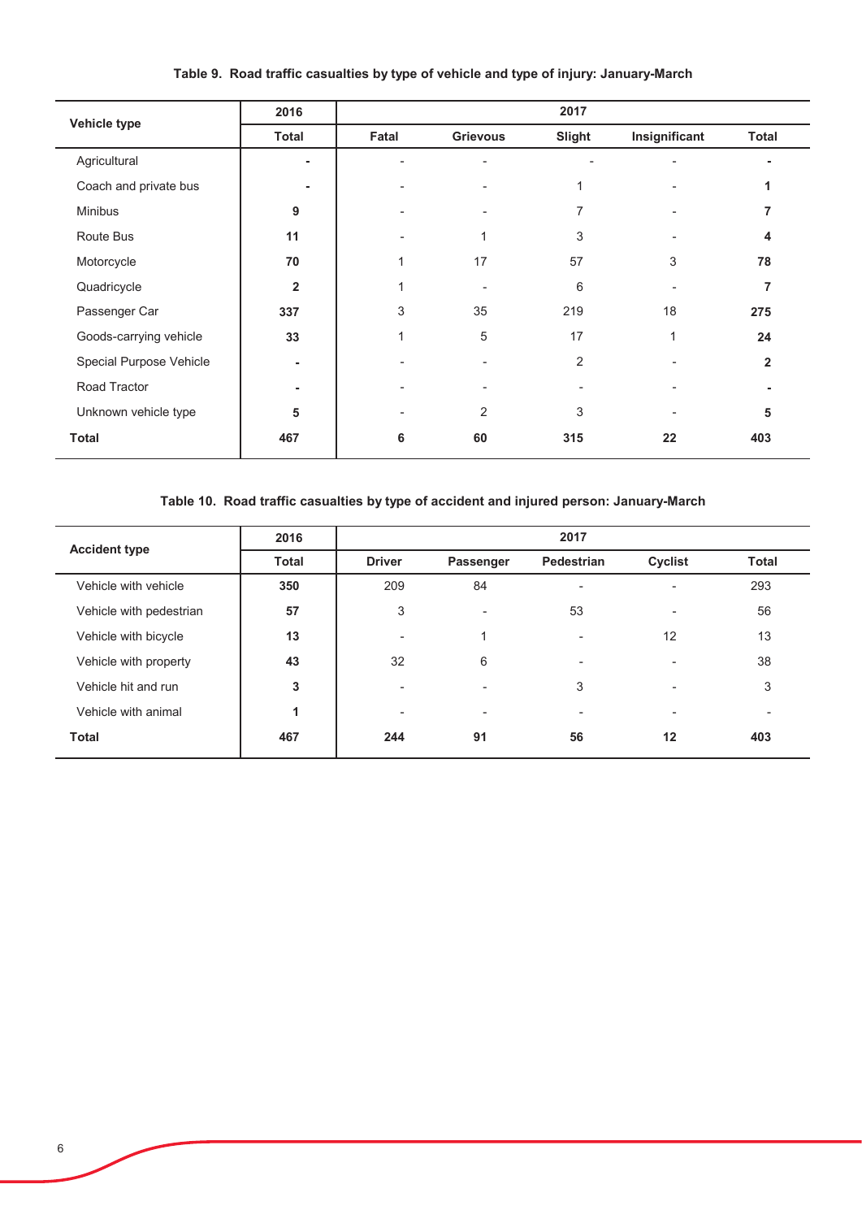**Table 9. Road traffic casualties by type of vehicle and type of injury: January-March**

| Vehicle type | 2016 | 2017 | | | | |
|---|---|---|---|---|---|---|
| | **Total** | **Fatal** | **Grievous** | **Slight** | **Insignificant** | **Total** |
| Agricultural | **-** | - | - | - | - | **-** |
| Coach and private bus | **-** | - | - | 1 | - | **1** |
| Minibus | **9** | - | - | 7 | - | **7** |
| Route Bus | **11** | - | 1 | 3 | - | **4** |
| Motorcycle | **70** | 1 | 17 | 57 | 3 | **78** |
| Quadricycle | **2** | 1 | - | 6 | - | **7** |
| Passenger Car | **337** | 3 | 35 | 219 | 18 | **275** |
| Goods-carrying vehicle | **33** | 1 | 5 | 17 | 1 | **24** |
| Special Purpose Vehicle | **-** | - | - | 2 | - | **2** |
| Road Tractor | **-** | - | - | - | - | **-** |
| Unknown vehicle type | **5** | - | 2 | 3 | - | **5** |
| **Total** | **467** | **6** | **60** | **315** | **22** | **403** |

**Table 10. Road traffic casualties by type of accident and injured person: January-March**

| Accident type | 2016 | 2017 | | | | |
|---|---|---|---|---|---|---|
| | **Total** | **Driver** | **Passenger** | **Pedestrian** | **Cyclist** | **Total** |
| Vehicle with vehicle | **350** | 209 | 84 | - | - | 293 |
| Vehicle with pedestrian | **57** | 3 | - | 53 | - | 56 |
| Vehicle with bicycle | **13** | - | 1 | - | 12 | 13 |
| Vehicle with property | **43** | 32 | 6 | - | - | 38 |
| Vehicle hit and run | **3** | - | - | 3 | - | 3 |
| Vehicle with animal | **1** | - | - | - | - | - |
| **Total** | **467** | **244** | **91** | **56** | **12** | **403** |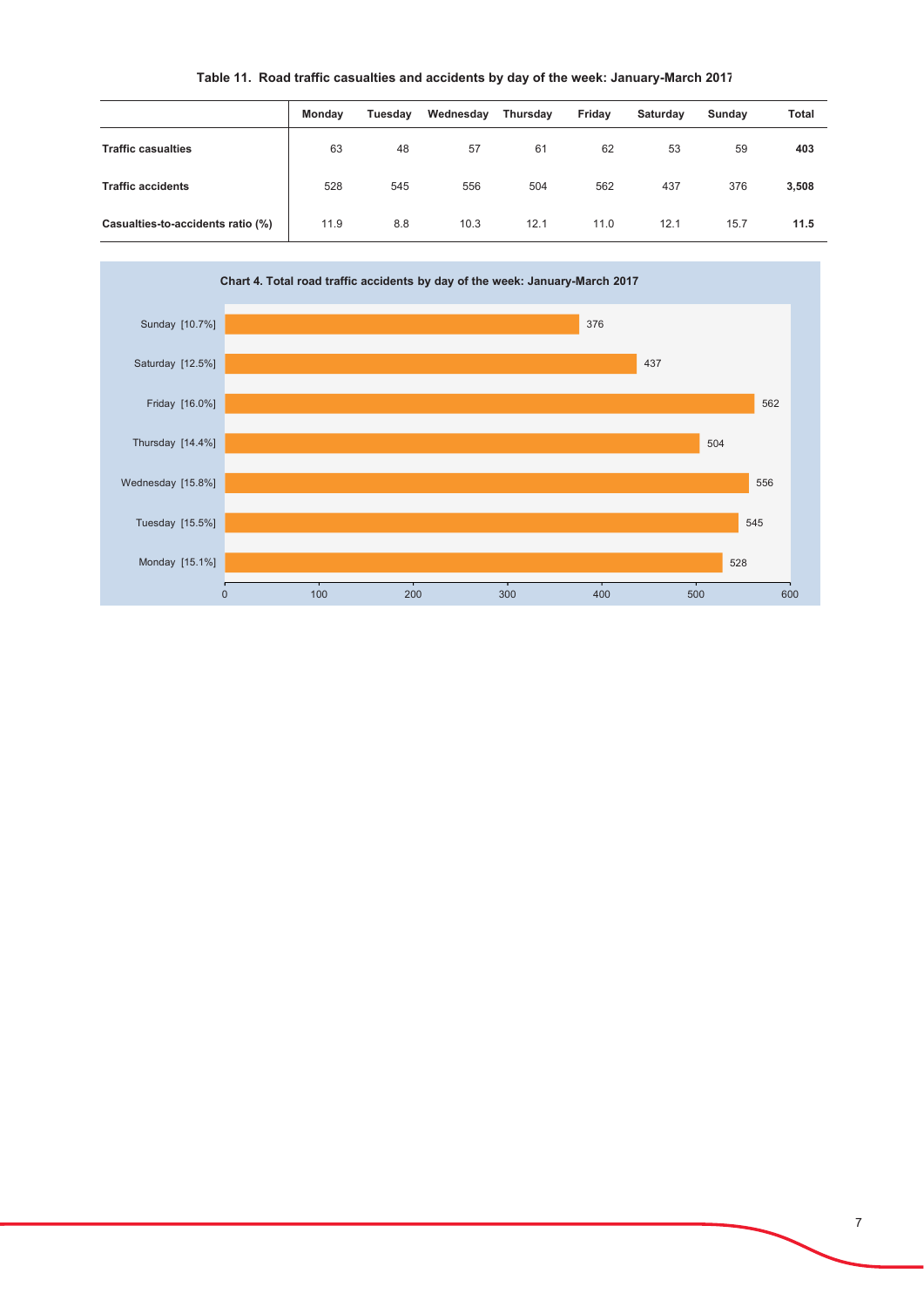**Table 11. Road traffic casualties and accidents by day of the week: January-March 2017**

| | Monday | Tuesday | Wednesday | Thursday | Friday | Saturday | Sunday | Total |
|---|---|---|---|---|---|---|---|---|
| **Traffic casualties** | 63 | 48 | 57 | 61 | 62 | 53 | 59 | **403** |
| **Traffic accidents** | 528 | 545 | 556 | 504 | 562 | 437 | 376 | **3,508** |
| **Casualties-to-accidents ratio (%)** | 11.9 | 8.8 | 10.3 | 12.1 | 11.0 | 12.1 | 15.7 | **11.5** |

**Chart 4. Total road traffic accidents by day of the week: January-March 2017**

| Day | Accidents |
|---|---|
| Sunday [10.7%] | 376 |
| Saturday [12.5%] | 437 |
| Friday [16.0%] | 562 |
| Thursday [14.4%] | 504 |
| Wednesday [15.8%] | 556 |
| Tuesday [15.5%] | 545 |
| Monday [15.1%] | 528 |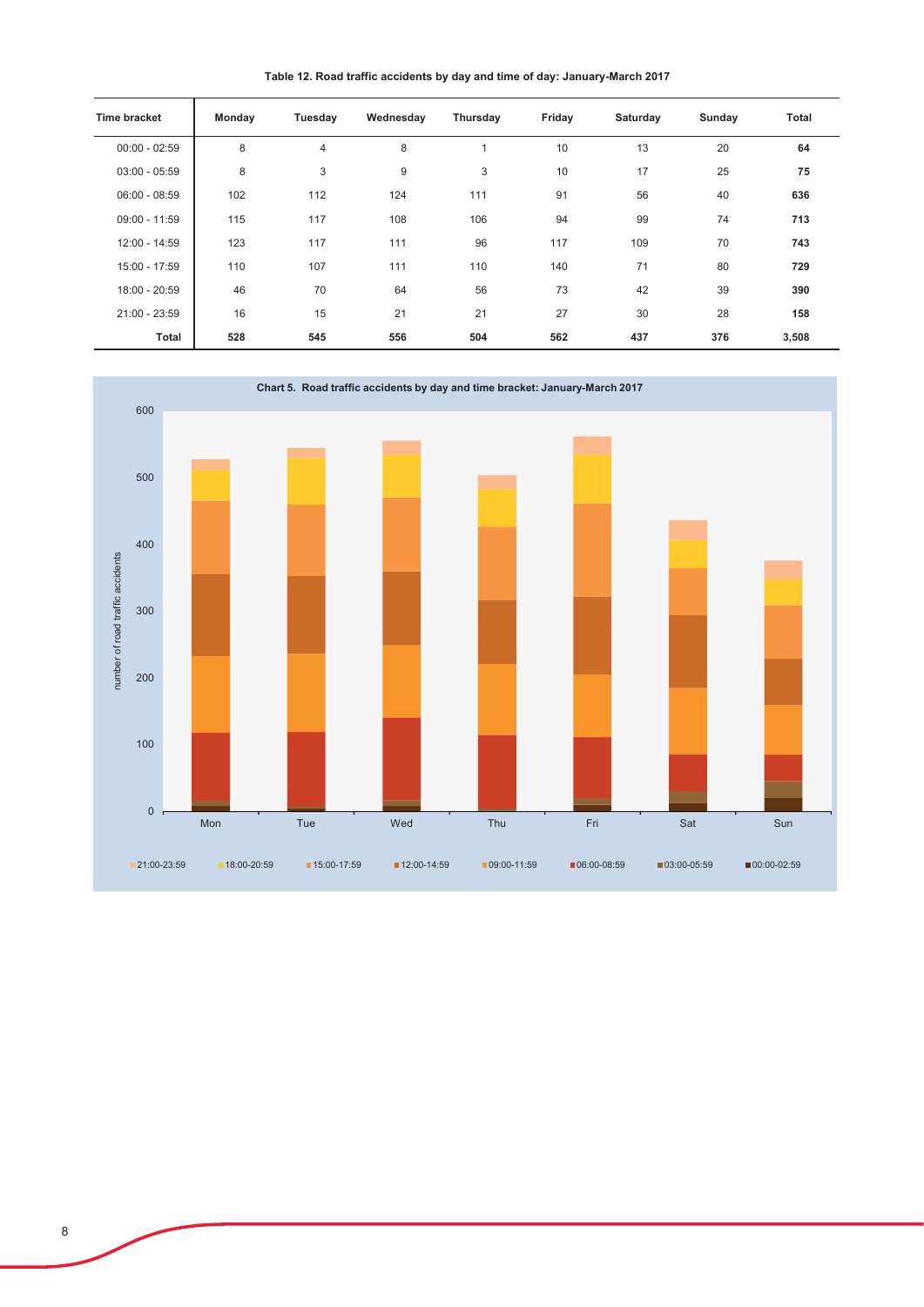**Table 12. Road traffic accidents by day and time of day: January-March 2017**

| Time bracket | Monday | Tuesday | Wednesday | Thursday | Friday | Saturday | Sunday | Total |
|---|---|---|---|---|---|---|---|---|
| 00:00 - 02:59 | 8 | 4 | 8 | 1 | 10 | 13 | 20 | **64** |
| 03:00 - 05:59 | 8 | 3 | 9 | 3 | 10 | 17 | 25 | **75** |
| 06:00 - 08:59 | 102 | 112 | 124 | 111 | 91 | 56 | 40 | **636** |
| 09:00 - 11:59 | 115 | 117 | 108 | 106 | 94 | 99 | 74 | **713** |
| 12:00 - 14:59 | 123 | 117 | 111 | 96 | 117 | 109 | 70 | **743** |
| 15:00 - 17:59 | 110 | 107 | 111 | 110 | 140 | 71 | 80 | **729** |
| 18:00 - 20:59 | 46 | 70 | 64 | 56 | 73 | 42 | 39 | **390** |
| 21:00 - 23:59 | 16 | 15 | 21 | 21 | 27 | 30 | 28 | **158** |
| **Total** | **528** | **545** | **556** | **504** | **562** | **437** | **376** | **3,508** |

**Chart 5. Road traffic accidents by day and time bracket: January-March 2017**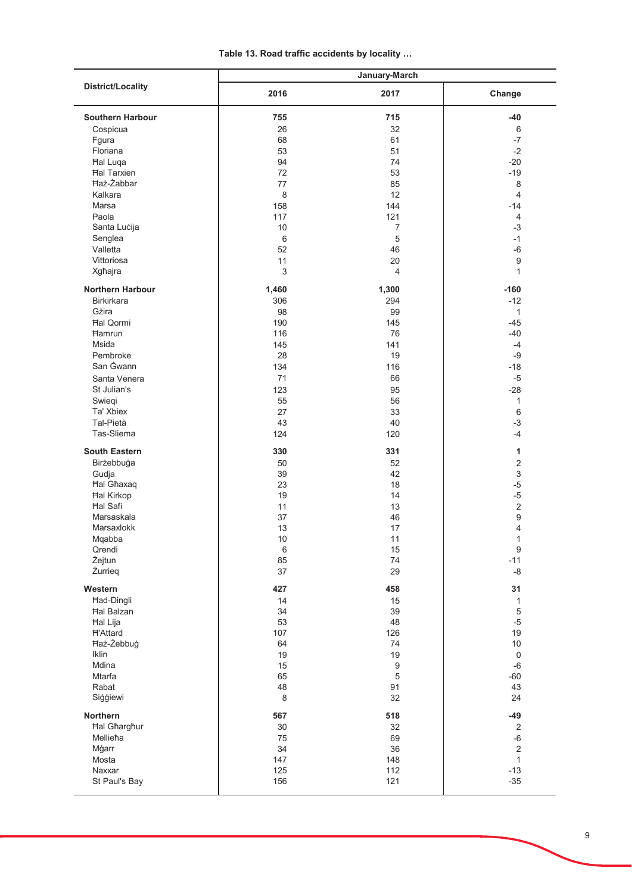**Table 13. Road traffic accidents by locality …**

| District/Locality | January-March | | |
|---|---|---|---|
| | 2016 | 2017 | Change |
| **Southern Harbour** | **755** | **715** | **-40** |
| Cospicua | 26 | 32 | 6 |
| Fgura | 68 | 61 | -7 |
| Floriana | 53 | 51 | -2 |
| Ħal Luqa | 94 | 74 | -20 |
| Ħal Tarxien | 72 | 53 | -19 |
| Ħaż-Żabbar | 77 | 85 | 8 |
| Kalkara | 8 | 12 | 4 |
| Marsa | 158 | 144 | -14 |
| Paola | 117 | 121 | 4 |
| Santa Luċija | 10 | 7 | -3 |
| Senglea | 6 | 5 | -1 |
| Valletta | 52 | 46 | -6 |
| Vittoriosa | 11 | 20 | 9 |
| Xgħajra | 3 | 4 | 1 |
| **Northern Harbour** | **1,460** | **1,300** | **-160** |
| Birkirkara | 306 | 294 | -12 |
| Gżira | 98 | 99 | 1 |
| Ħal Qormi | 190 | 145 | -45 |
| Ħamrun | 116 | 76 | -40 |
| Msida | 145 | 141 | -4 |
| Pembroke | 28 | 19 | -9 |
| San Ġwann | 134 | 116 | -18 |
| Santa Venera | 71 | 66 | -5 |
| St Julian's | 123 | 95 | -28 |
| Swieqi | 55 | 56 | 1 |
| Ta' Xbiex | 27 | 33 | 6 |
| Tal-Pietà | 43 | 40 | -3 |
| Tas-Sliema | 124 | 120 | -4 |
| **South Eastern** | **330** | **331** | **1** |
| Birżebbuġa | 50 | 52 | 2 |
| Gudja | 39 | 42 | 3 |
| Ħal Għaxaq | 23 | 18 | -5 |
| Ħal Kirkop | 19 | 14 | -5 |
| Ħal Safi | 11 | 13 | 2 |
| Marsaskala | 37 | 46 | 9 |
| Marsaxlokk | 13 | 17 | 4 |
| Mqabba | 10 | 11 | 1 |
| Qrendi | 6 | 15 | 9 |
| Żejtun | 85 | 74 | -11 |
| Żurrieq | 37 | 29 | -8 |
| **Western** | **427** | **458** | **31** |
| Ħad-Dingli | 14 | 15 | 1 |
| Ħal Balzan | 34 | 39 | 5 |
| Ħal Lija | 53 | 48 | -5 |
| Ħ'Attard | 107 | 126 | 19 |
| Ħaż-Żebbuġ | 64 | 74 | 10 |
| Iklin | 19 | 19 | 0 |
| Mdina | 15 | 9 | -6 |
| Mtarfa | 65 | 5 | -60 |
| Rabat | 48 | 91 | 43 |
| Siġġiewi | 8 | 32 | 24 |
| **Northern** | **567** | **518** | **-49** |
| Ħal Għargħur | 30 | 32 | 2 |
| Mellieħa | 75 | 69 | -6 |
| Mġarr | 34 | 36 | 2 |
| Mosta | 147 | 148 | 1 |
| Naxxar | 125 | 112 | -13 |
| St Paul's Bay | 156 | 121 | -35 |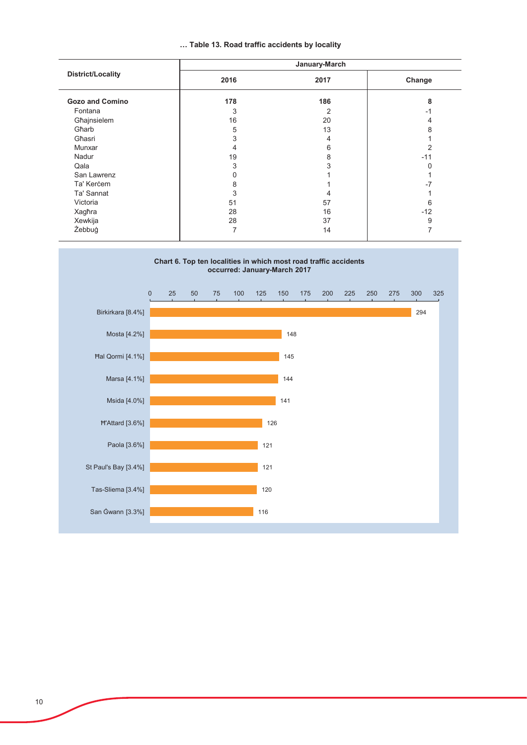**… Table 13. Road traffic accidents by locality**

| District/Locality | January-March | | |
|---|---|---|---|
| | 2016 | 2017 | Change |
| **Gozo and Comino** | **178** | **186** | **8** |
| Fontana | 3 | 2 | -1 |
| Għajnsielem | 16 | 20 | 4 |
| Għarb | 5 | 13 | 8 |
| Għasri | 3 | 4 | 1 |
| Munxar | 4 | 6 | 2 |
| Nadur | 19 | 8 | -11 |
| Qala | 3 | 3 | 0 |
| San Lawrenz | 0 | 1 | 1 |
| Ta' Kerċem | 8 | 1 | -7 |
| Ta' Sannat | 3 | 4 | 1 |
| Victoria | 51 | 57 | 6 |
| Xagħra | 28 | 16 | -12 |
| Xewkija | 28 | 37 | 9 |
| Żebbuġ | 7 | 14 | 7 |

**Chart 6. Top ten localities in which most road traffic accidents occurred: January-March 2017**

| Locality | Accidents |
|---|---|
| Birkirkara [8.4%] | 294 |
| Mosta [4.2%] | 148 |
| Ħal Qormi [4.1%] | 145 |
| Marsa [4.1%] | 144 |
| Msida [4.0%] | 141 |
| H'Attard [3.6%] | 126 |
| Paola [3.6%] | 121 |
| St Paul's Bay [3.4%] | 121 |
| Tas-Sliema [3.4%] | 120 |
| San Ġwann [3.3%] | 116 |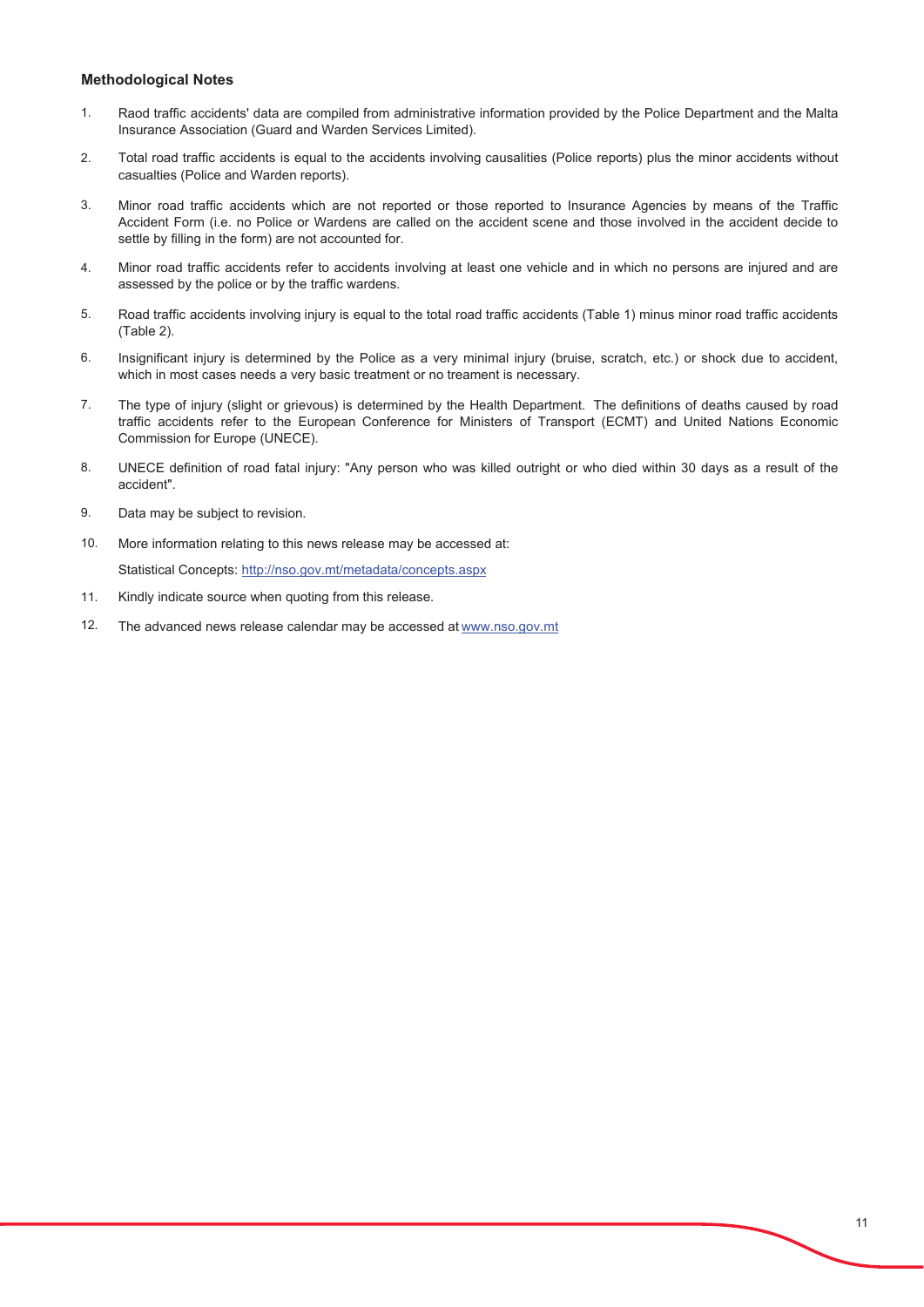**Methodological Notes**

1. Raod traffic accidents' data are compiled from administrative information provided by the Police Department and the Malta Insurance Association (Guard and Warden Services Limited).

2. Total road traffic accidents is equal to the accidents involving causalities (Police reports) plus the minor accidents without casualties (Police and Warden reports).

3. Minor road traffic accidents which are not reported or those reported to Insurance Agencies by means of the Traffic Accident Form (i.e. no Police or Wardens are called on the accident scene and those involved in the accident decide to settle by filling in the form) are not accounted for.

4. Minor road traffic accidents refer to accidents involving at least one vehicle and in which no persons are injured and are assessed by the police or by the traffic wardens.

5. Road traffic accidents involving injury is equal to the total road traffic accidents (Table 1) minus minor road traffic accidents (Table 2).

6. Insignificant injury is determined by the Police as a very minimal injury (bruise, scratch, etc.) or shock due to accident, which in most cases needs a very basic treatment or no treament is necessary.

7. The type of injury (slight or grievous) is determined by the Health Department. The definitions of deaths caused by road traffic accidents refer to the European Conference for Ministers of Transport (ECMT) and United Nations Economic Commission for Europe (UNECE).

8. UNECE definition of road fatal injury: "Any person who was killed outright or who died within 30 days as a result of the accident".

9. Data may be subject to revision.

10. More information relating to this news release may be accessed at:

    Statistical Concepts: http://nso.gov.mt/metadata/concepts.aspx

11. Kindly indicate source when quoting from this release.

12. The advanced news release calendar may be accessed at www.nso.gov.mt